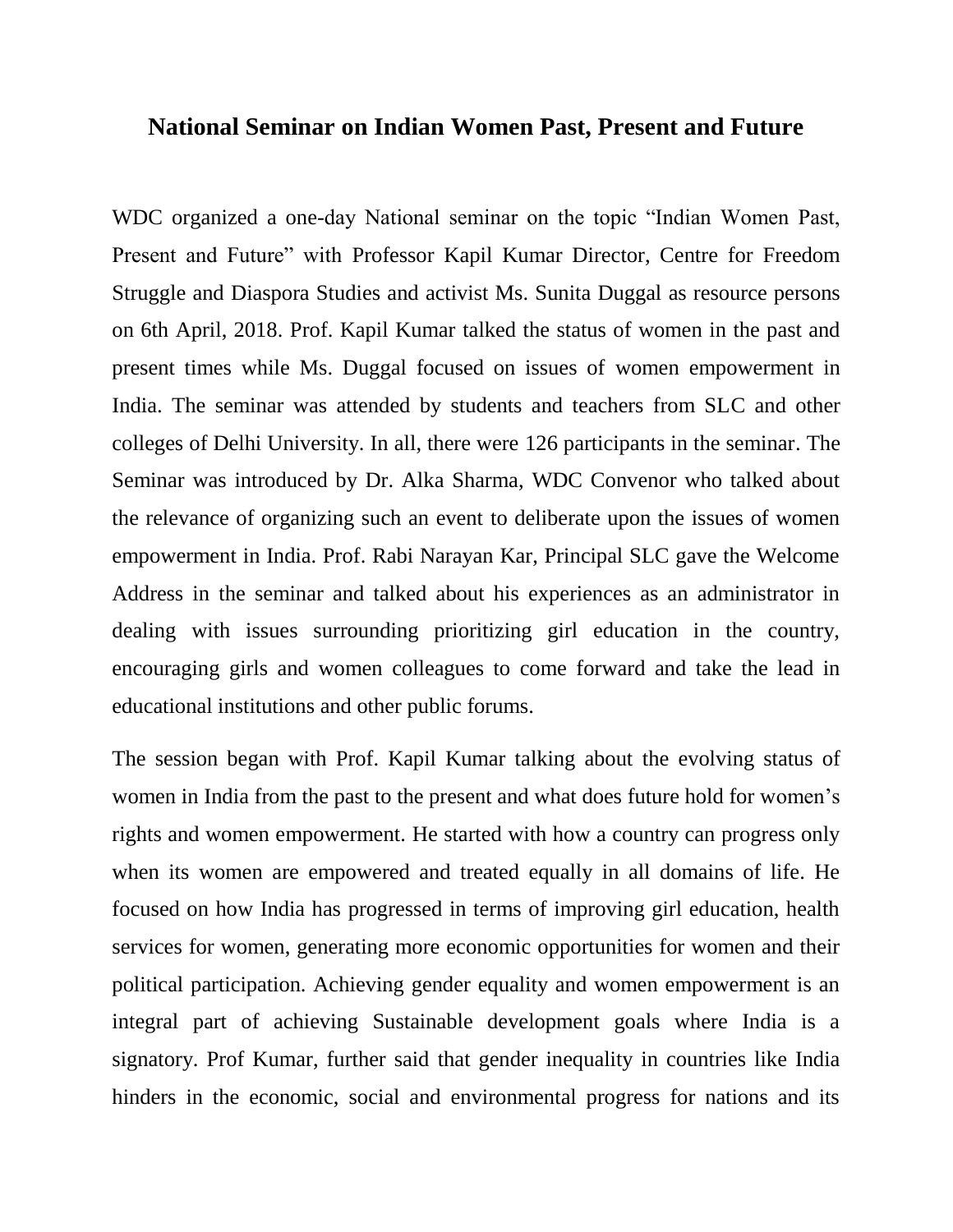# National Seminar on Indian Women Past, Present and Future

WDC organized a one-day National seminar on the topic "Indian Women Past, Present and Future" with Professor Kapil Kumar Director, Centre for Freedom Struggle and Diaspora Studies and activist Ms. Sunita Duggal as resource persons on 6th April, 2018. Prof. Kapil Kumar talked the status of women in the past and present times while Ms. Duggal focused on issues of women empowerment in India. The seminar was attended by students and teachers from SLC and other colleges of Delhi University. In all, there were 126 participants in the seminar. The Seminar was introduced by Dr. Alka Sharma, WDC Convenor who talked about the relevance of organizing such an event to deliberate upon the issues of women empowerment in India. Prof. Rabi Narayan Kar, Principal SLC gave the Welcome Address in the seminar and talked about his experiences as an administrator in dealing with issues surrounding prioritizing girl education in the country, encouraging girls and women colleagues to come forward and take the lead in educational institutions and other public forums.

The session began with Prof. Kapil Kumar talking about the evolving status of women in India from the past to the present and what does future hold for women's rights and women empowerment. He started with how a country can progress only when its women are empowered and treated equally in all domains of life. He focused on how India has progressed in terms of improving girl education, health services for women, generating more economic opportunities for women and their political participation. Achieving gender equality and women empowerment is an integral part of achieving Sustainable development goals where India is a signatory. Prof Kumar, further said that gender inequality in countries like India hinders in the economic, social and environmental progress for nations and its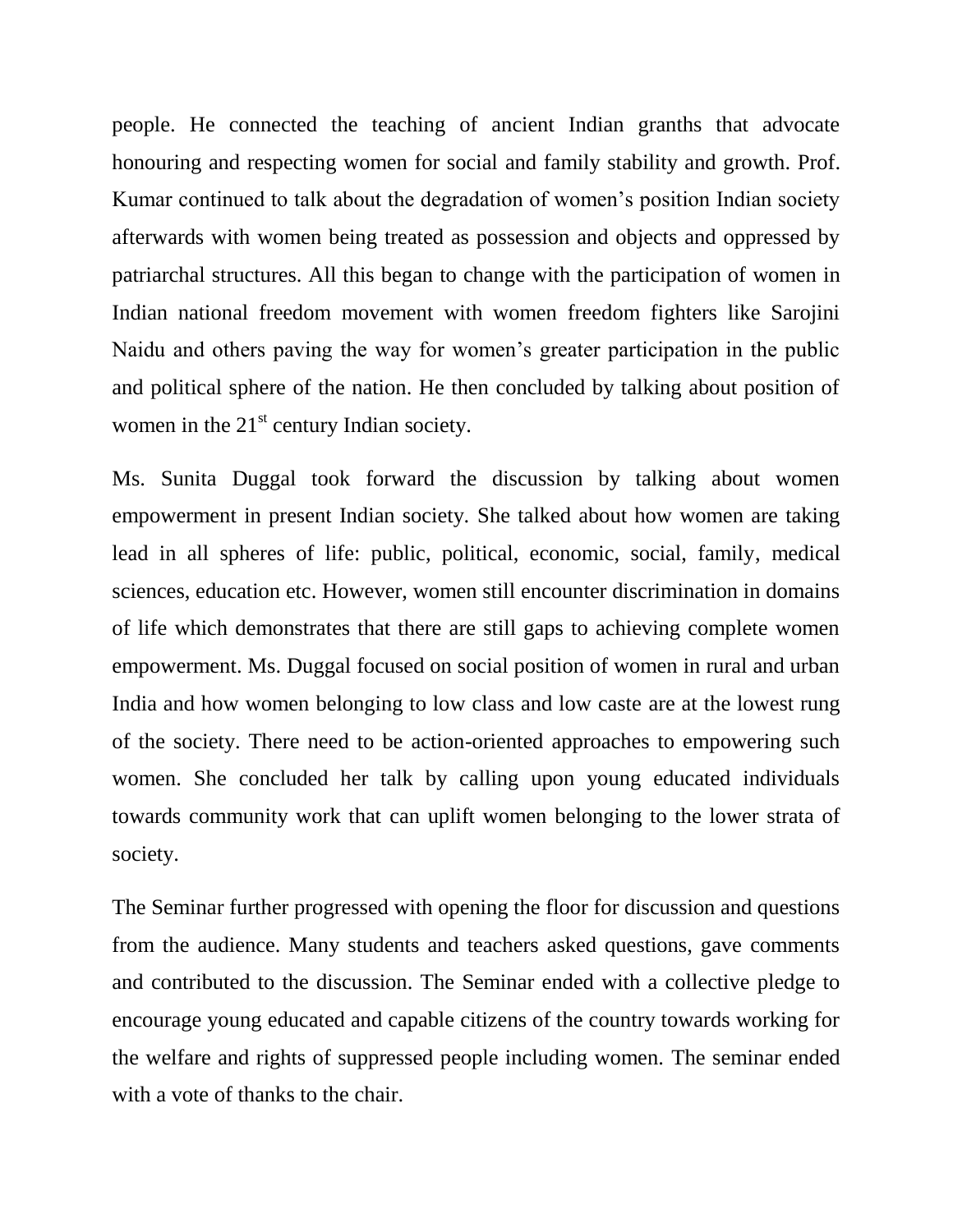people. He connected the teaching of ancient Indian granths that advocate honouring and respecting women for social and family stability and growth. Prof. Kumar continued to talk about the degradation of women's position Indian society afterwards with women being treated as possession and objects and oppressed by patriarchal structures. All this began to change with the participation of women in Indian national freedom movement with women freedom fighters like Sarojini Naidu and others paving the way for women's greater participation in the public and political sphere of the nation. He then concluded by talking about position of women in the 21st century Indian society.

Ms. Sunita Duggal took forward the discussion by talking about women empowerment in present Indian society. She talked about how women are taking lead in all spheres of life: public, political, economic, social, family, medical sciences, education etc. However, women still encounter discrimination in domains of life which demonstrates that there are still gaps to achieving complete women empowerment. Ms. Duggal focused on social position of women in rural and urban India and how women belonging to low class and low caste are at the lowest rung of the society. There need to be action-oriented approaches to empowering such women. She concluded her talk by calling upon young educated individuals towards community work that can uplift women belonging to the lower strata of society.

The Seminar further progressed with opening the floor for discussion and questions from the audience. Many students and teachers asked questions, gave comments and contributed to the discussion. The Seminar ended with a collective pledge to encourage young educated and capable citizens of the country towards working for the welfare and rights of suppressed people including women. The seminar ended with a vote of thanks to the chair.